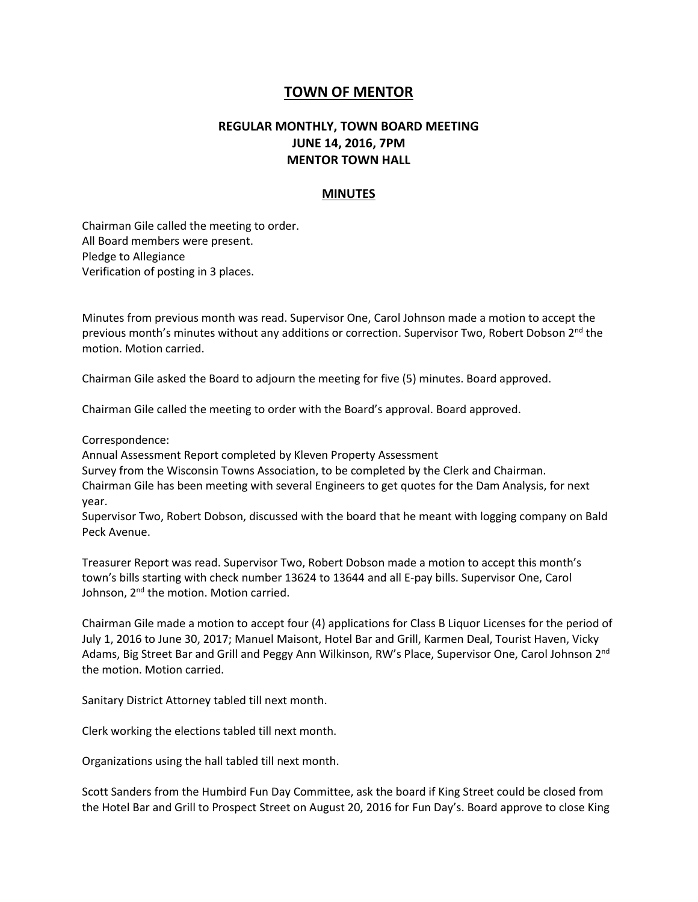# TOWN OF MENTOR

## REGULAR MONTHLY, TOWN BOARD MEETING
## JUNE 14, 2016, 7PM
## MENTOR TOWN HALL

## MINUTES

Chairman Gile called the meeting to order.
All Board members were present.
Pledge to Allegiance
Verification of posting in 3 places.

Minutes from previous month was read. Supervisor One, Carol Johnson made a motion to accept the previous month's minutes without any additions or correction. Supervisor Two, Robert Dobson 2nd the motion. Motion carried.

Chairman Gile asked the Board to adjourn the meeting for five (5) minutes. Board approved.

Chairman Gile called the meeting to order with the Board's approval. Board approved.

Correspondence:
Annual Assessment Report completed by Kleven Property Assessment
Survey from the Wisconsin Towns Association, to be completed by the Clerk and Chairman.
Chairman Gile has been meeting with several Engineers to get quotes for the Dam Analysis, for next year.
Supervisor Two, Robert Dobson, discussed with the board that he meant with logging company on Bald Peck Avenue.

Treasurer Report was read. Supervisor Two, Robert Dobson made a motion to accept this month's town's bills starting with check number 13624 to 13644 and all E-pay bills. Supervisor One, Carol Johnson, 2nd the motion. Motion carried.

Chairman Gile made a motion to accept four (4) applications for Class B Liquor Licenses for the period of July 1, 2016 to June 30, 2017; Manuel Maisont, Hotel Bar and Grill, Karmen Deal, Tourist Haven, Vicky Adams, Big Street Bar and Grill and Peggy Ann Wilkinson, RW's Place, Supervisor One, Carol Johnson 2nd the motion. Motion carried.

Sanitary District Attorney tabled till next month.

Clerk working the elections tabled till next month.

Organizations using the hall tabled till next month.

Scott Sanders from the Humbird Fun Day Committee, ask the board if King Street could be closed from the Hotel Bar and Grill to Prospect Street on August 20, 2016 for Fun Day's. Board approve to close King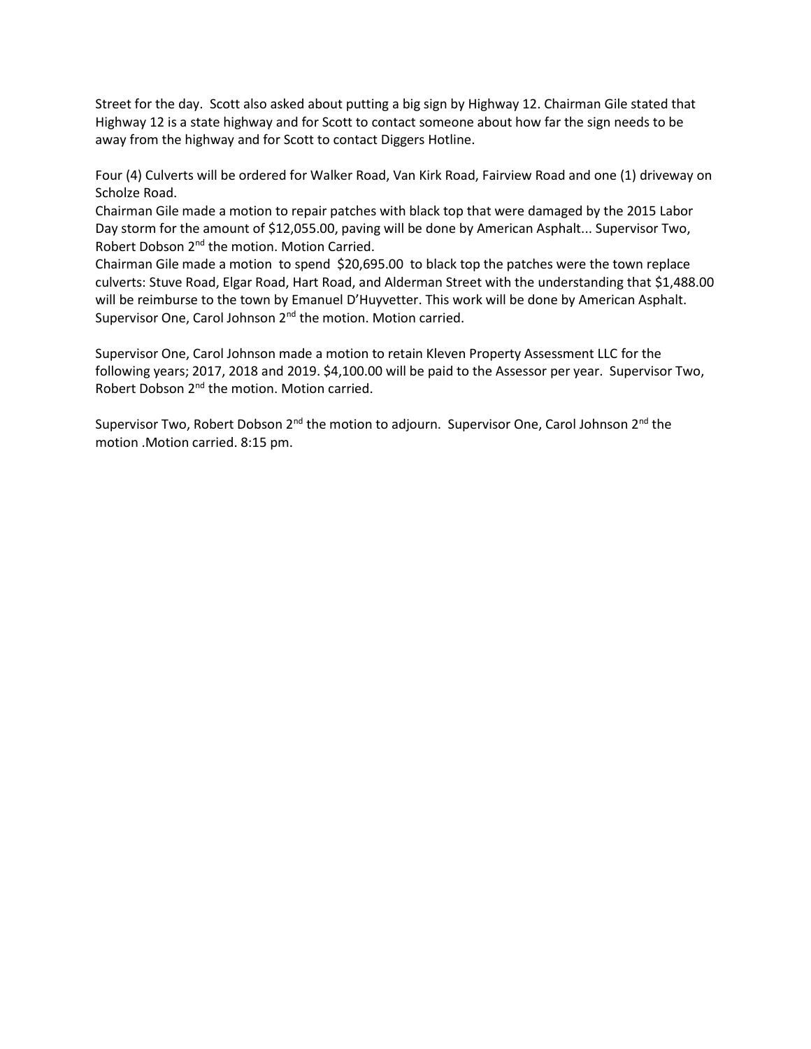Street for the day. Scott also asked about putting a big sign by Highway 12. Chairman Gile stated that Highway 12 is a state highway and for Scott to contact someone about how far the sign needs to be away from the highway and for Scott to contact Diggers Hotline.

Four (4) Culverts will be ordered for Walker Road, Van Kirk Road, Fairview Road and one (1) driveway on Scholze Road.
Chairman Gile made a motion to repair patches with black top that were damaged by the 2015 Labor Day storm for the amount of $12,055.00, paving will be done by American Asphalt... Supervisor Two, Robert Dobson 2nd the motion. Motion Carried.
Chairman Gile made a motion to spend $20,695.00 to black top the patches were the town replace culverts: Stuve Road, Elgar Road, Hart Road, and Alderman Street with the understanding that $1,488.00 will be reimburse to the town by Emanuel D'Huyvetter. This work will be done by American Asphalt. Supervisor One, Carol Johnson 2nd the motion. Motion carried.

Supervisor One, Carol Johnson made a motion to retain Kleven Property Assessment LLC for the following years; 2017, 2018 and 2019. $4,100.00 will be paid to the Assessor per year. Supervisor Two, Robert Dobson 2nd the motion. Motion carried.

Supervisor Two, Robert Dobson 2nd the motion to adjourn. Supervisor One, Carol Johnson 2nd the motion .Motion carried. 8:15 pm.